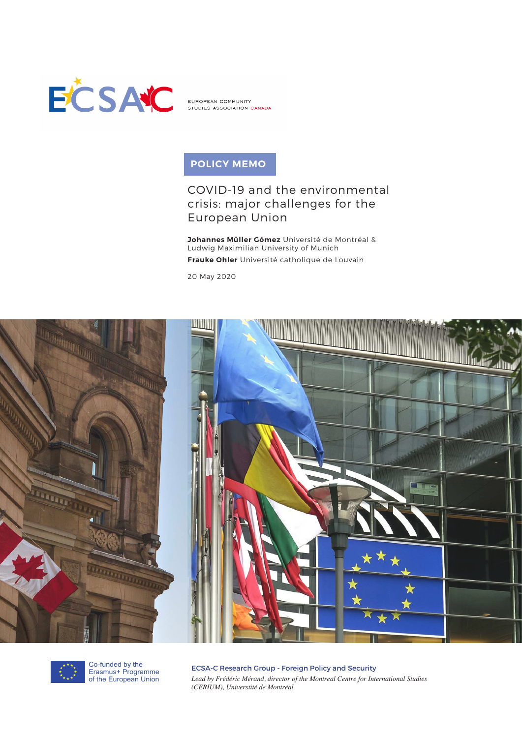EUROPEAN COMMUNITY STUDIES ASSOCIATION CANADA

**POLICY MEMO**

# COVID-19 and the environmental crisis: major challenges for the European Union

**Johannes Müller Gómez** Université de Montréal & Ludwig Maximilian University of Munich

**Frauke Ohler** Université catholique de Louvain

20 May 2020

Co-funded by the Erasmus+ Programme of the European Union

ECSA-C Research Group - Foreign Policy and Security

*Lead by Frédéric Mérand, director of the Montreal Centre for International Studies (CERIUM), Université de Montréal*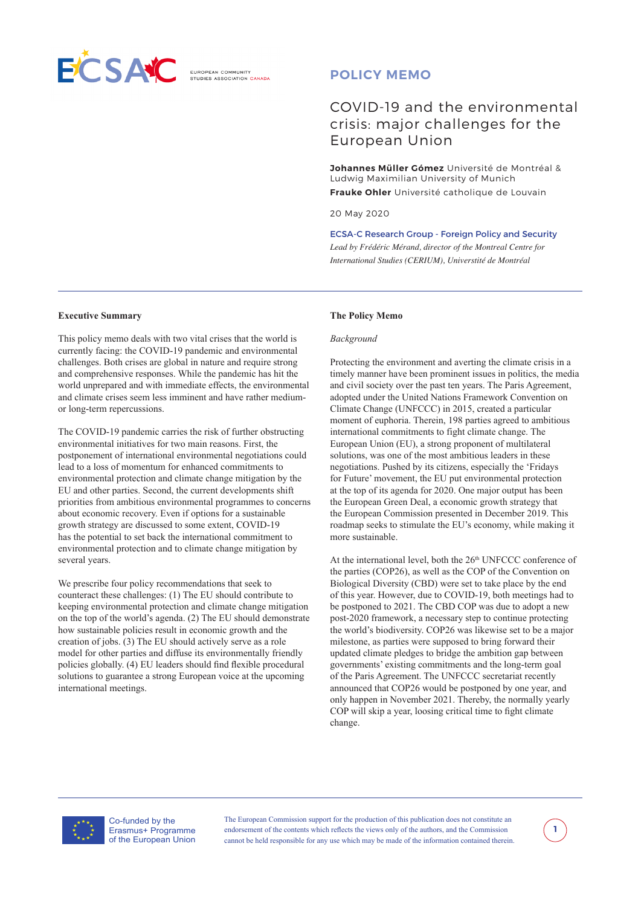POLICY MEMO

# COVID-19 and the environmental crisis: major challenges for the European Union

**Johannes Müller Gómez** Université de Montréal & Ludwig Maximilian University of Munich

**Frauke Ohler** Université catholique de Louvain

20 May 2020

ECSA-C Research Group - Foreign Policy and Security

*Lead by Frédéric Mérand, director of the Montreal Centre for International Studies (CERIUM), Universtité de Montréal*

## Executive Summary

This policy memo deals with two vital crises that the world is currently facing: the COVID-19 pandemic and environmental challenges. Both crises are global in nature and require strong and comprehensive responses. While the pandemic has hit the world unprepared and with immediate effects, the environmental and climate crises seem less imminent and have rather medium- or long-term repercussions.

The COVID-19 pandemic carries the risk of further obstructing environmental initiatives for two main reasons. First, the postponement of international environmental negotiations could lead to a loss of momentum for enhanced commitments to environmental protection and climate change mitigation by the EU and other parties. Second, the current developments shift priorities from ambitious environmental programmes to concerns about economic recovery. Even if options for a sustainable growth strategy are discussed to some extent, COVID-19 has the potential to set back the international commitment to environmental protection and to climate change mitigation by several years.

We prescribe four policy recommendations that seek to counteract these challenges: (1) The EU should contribute to keeping environmental protection and climate change mitigation on the top of the world's agenda. (2) The EU should demonstrate how sustainable policies result in economic growth and the creation of jobs. (3) The EU should actively serve as a role model for other parties and diffuse its environmentally friendly policies globally. (4) EU leaders should find flexible procedural solutions to guarantee a strong European voice at the upcoming international meetings.

## The Policy Memo

### *Background*

Protecting the environment and averting the climate crisis in a timely manner have been prominent issues in politics, the media and civil society over the past ten years. The Paris Agreement, adopted under the United Nations Framework Convention on Climate Change (UNFCCC) in 2015, created a particular moment of euphoria. Therein, 198 parties agreed to ambitious international commitments to fight climate change. The European Union (EU), a strong proponent of multilateral solutions, was one of the most ambitious leaders in these negotiations. Pushed by its citizens, especially the 'Fridays for Future' movement, the EU put environmental protection at the top of its agenda for 2020. One major output has been the European Green Deal, a economic growth strategy that the European Commission presented in December 2019. This roadmap seeks to stimulate the EU's economy, while making it more sustainable.

At the international level, both the 26th UNFCCC conference of the parties (COP26), as well as the COP of the Convention on Biological Diversity (CBD) were set to take place by the end of this year. However, due to COVID-19, both meetings had to be postponed to 2021. The CBD COP was due to adopt a new post-2020 framework, a necessary step to continue protecting the world's biodiversity. COP26 was likewise set to be a major milestone, as parties were supposed to bring forward their updated climate pledges to bridge the ambition gap between governments' existing commitments and the long-term goal of the Paris Agreement. The UNFCCC secretariat recently announced that COP26 would be postponed by one year, and only happen in November 2021. Thereby, the normally yearly COP will skip a year, loosing critical time to fight climate change.

Co-funded by the Erasmus+ Programme of the European Union

The European Commission support for the production of this publication does not constitute an endorsement of the contents which reflects the views only of the authors, and the Commission cannot be held responsible for any use which may be made of the information contained therein.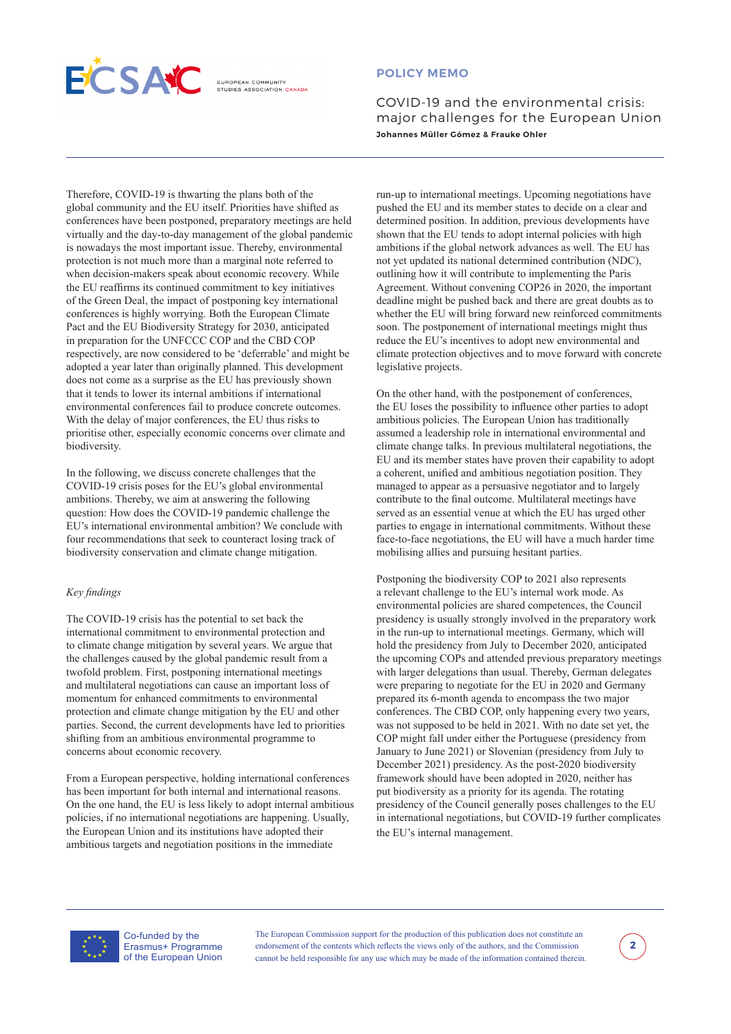Therefore, COVID-19 is thwarting the plans both of the global community and the EU itself. Priorities have shifted as conferences have been postponed, preparatory meetings are held virtually and the day-to-day management of the global pandemic is nowadays the most important issue. Thereby, environmental protection is not much more than a marginal note referred to when decision-makers speak about economic recovery. While the EU reaffirms its continued commitment to key initiatives of the Green Deal, the impact of postponing key international conferences is highly worrying. Both the European Climate Pact and the EU Biodiversity Strategy for 2030, anticipated in preparation for the UNFCCC COP and the CBD COP respectively, are now considered to be 'deferrable' and might be adopted a year later than originally planned. This development does not come as a surprise as the EU has previously shown that it tends to lower its internal ambitions if international environmental conferences fail to produce concrete outcomes. With the delay of major conferences, the EU thus risks to prioritise other, especially economic concerns over climate and biodiversity.

In the following, we discuss concrete challenges that the COVID-19 crisis poses for the EU's global environmental ambitions. Thereby, we aim at answering the following question: How does the COVID-19 pandemic challenge the EU's international environmental ambition? We conclude with four recommendations that seek to counteract losing track of biodiversity conservation and climate change mitigation.

*Key findings*

The COVID-19 crisis has the potential to set back the international commitment to environmental protection and to climate change mitigation by several years. We argue that the challenges caused by the global pandemic result from a twofold problem. First, postponing international meetings and multilateral negotiations can cause an important loss of momentum for enhanced commitments to environmental protection and climate change mitigation by the EU and other parties. Second, the current developments have led to priorities shifting from an ambitious environmental programme to concerns about economic recovery.

From a European perspective, holding international conferences has been important for both internal and international reasons. On the one hand, the EU is less likely to adopt internal ambitious policies, if no international negotiations are happening. Usually, the European Union and its institutions have adopted their ambitious targets and negotiation positions in the immediate run-up to international meetings. Upcoming negotiations have pushed the EU and its member states to decide on a clear and determined position. In addition, previous developments have shown that the EU tends to adopt internal policies with high ambitions if the global network advances as well. The EU has not yet updated its national determined contribution (NDC), outlining how it will contribute to implementing the Paris Agreement. Without convening COP26 in 2020, the important deadline might be pushed back and there are great doubts as to whether the EU will bring forward new reinforced commitments soon. The postponement of international meetings might thus reduce the EU's incentives to adopt new environmental and climate protection objectives and to move forward with concrete legislative projects.

On the other hand, with the postponement of conferences, the EU loses the possibility to influence other parties to adopt ambitious policies. The European Union has traditionally assumed a leadership role in international environmental and climate change talks. In previous multilateral negotiations, the EU and its member states have proven their capability to adopt a coherent, unified and ambitious negotiation position. They managed to appear as a persuasive negotiator and to largely contribute to the final outcome. Multilateral meetings have served as an essential venue at which the EU has urged other parties to engage in international commitments. Without these face-to-face negotiations, the EU will have a much harder time mobilising allies and pursuing hesitant parties.

Postponing the biodiversity COP to 2021 also represents a relevant challenge to the EU's internal work mode. As environmental policies are shared competences, the Council presidency is usually strongly involved in the preparatory work in the run-up to international meetings. Germany, which will hold the presidency from July to December 2020, anticipated the upcoming COPs and attended previous preparatory meetings with larger delegations than usual. Thereby, German delegates were preparing to negotiate for the EU in 2020 and Germany prepared its 6-month agenda to encompass the two major conferences. The CBD COP, only happening every two years, was not supposed to be held in 2021. With no date set yet, the COP might fall under either the Portuguese (presidency from January to June 2021) or Slovenian (presidency from July to December 2021) presidency. As the post-2020 biodiversity framework should have been adopted in 2020, neither has put biodiversity as a priority for its agenda. The rotating presidency of the Council generally poses challenges to the EU in international negotiations, but COVID-19 further complicates the EU's internal management.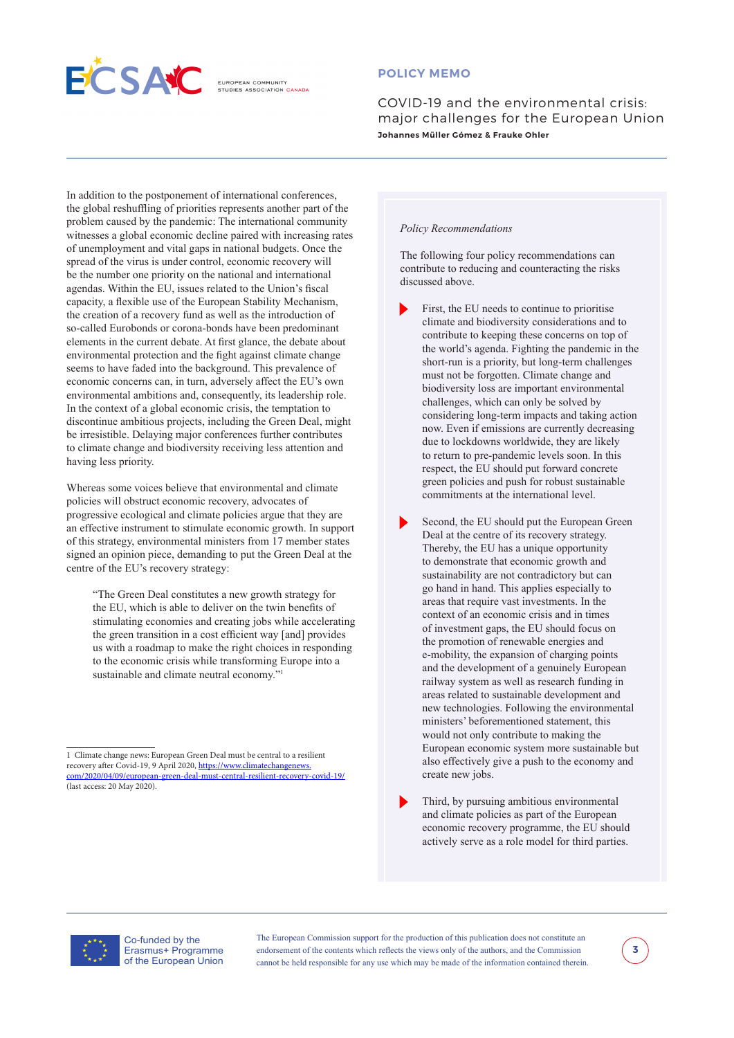In addition to the postponement of international conferences, the global reshuffling of priorities represents another part of the problem caused by the pandemic: The international community witnesses a global economic decline paired with increasing rates of unemployment and vital gaps in national budgets. Once the spread of the virus is under control, economic recovery will be the number one priority on the national and international agendas. Within the EU, issues related to the Union's fiscal capacity, a flexible use of the European Stability Mechanism, the creation of a recovery fund as well as the introduction of so-called Eurobonds or corona-bonds have been predominant elements in the current debate. At first glance, the debate about environmental protection and the fight against climate change seems to have faded into the background. This prevalence of economic concerns can, in turn, adversely affect the EU's own environmental ambitions and, consequently, its leadership role. In the context of a global economic crisis, the temptation to discontinue ambitious projects, including the Green Deal, might be irresistible. Delaying major conferences further contributes to climate change and biodiversity receiving less attention and having less priority.

Whereas some voices believe that environmental and climate policies will obstruct economic recovery, advocates of progressive ecological and climate policies argue that they are an effective instrument to stimulate economic growth. In support of this strategy, environmental ministers from 17 member states signed an opinion piece, demanding to put the Green Deal at the centre of the EU's recovery strategy:

> "The Green Deal constitutes a new growth strategy for the EU, which is able to deliver on the twin benefits of stimulating economies and creating jobs while accelerating the green transition in a cost efficient way [and] provides us with a roadmap to make the right choices in responding to the economic crisis while transforming Europe into a sustainable and climate neutral economy."[1]

*Policy Recommendations*

The following four policy recommendations can contribute to reducing and counteracting the risks discussed above.

- First, the EU needs to continue to prioritise climate and biodiversity considerations and to contribute to keeping these concerns on top of the world's agenda. Fighting the pandemic in the short-run is a priority, but long-term challenges must not be forgotten. Climate change and biodiversity loss are important environmental challenges, which can only be solved by considering long-term impacts and taking action now. Even if emissions are currently decreasing due to lockdowns worldwide, they are likely to return to pre-pandemic levels soon. In this respect, the EU should put forward concrete green policies and push for robust sustainable commitments at the international level.

- Second, the EU should put the European Green Deal at the centre of its recovery strategy. Thereby, the EU has a unique opportunity to demonstrate that economic growth and sustainability are not contradictory but can go hand in hand. This applies especially to areas that require vast investments. In the context of an economic crisis and in times of investment gaps, the EU should focus on the promotion of renewable energies and e-mobility, the expansion of charging points and the development of a genuinely European railway system as well as research funding in areas related to sustainable development and new technologies. Following the environmental ministers' beforementioned statement, this would not only contribute to making the European economic system more sustainable but also effectively give a push to the economy and create new jobs.

- Third, by pursuing ambitious environmental and climate policies as part of the European economic recovery programme, the EU should actively serve as a role model for third parties.

---

1 Climate change news: European Green Deal must be central to a resilient recovery after Covid-19, 9 April 2020, https://www.climatechangenews.com/2020/04/09/european-green-deal-must-central-resilient-recovery-covid-19/ (last access: 20 May 2020).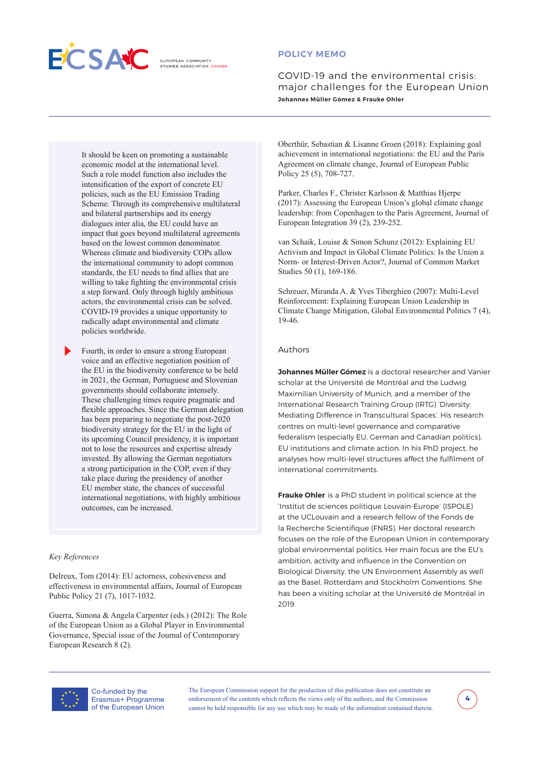It should be keen on promoting a sustainable economic model at the international level. Such a role model function also includes the intensification of the export of concrete EU policies, such as the EU Emission Trading Scheme. Through its comprehensive multilateral and bilateral partnerships and its energy dialogues inter alia, the EU could have an impact that goes beyond multilateral agreements based on the lowest common denominator. Whereas climate and biodiversity COPs allow the international community to adopt common standards, the EU needs to find allies that are willing to take fighting the environmental crisis a step forward. Only through highly ambitious actors, the environmental crisis can be solved. COVID-19 provides a unique opportunity to radically adapt environmental and climate policies worldwide.

- Fourth, in order to ensure a strong European voice and an effective negotiation position of the EU in the biodiversity conference to be held in 2021, the German, Portuguese and Slovenian governments should collaborate intensely. These challenging times require pragmatic and flexible approaches. Since the German delegation has been preparing to negotiate the post-2020 biodiversity strategy for the EU in the light of its upcoming Council presidency, it is important not to lose the resources and expertise already invested. By allowing the German negotiators a strong participation in the COP, even if they take place during the presidency of another EU member state, the chances of successful international negotiations, with highly ambitious outcomes, can be increased.

*Key References*

Delreux, Tom (2014): EU actorness, cohesiveness and effectiveness in environmental affairs, Journal of European Public Policy 21 (7), 1017-1032.

Guerra, Simona & Angela Carpenter (eds.) (2012): The Role of the European Union as a Global Player in Environmental Governance, Special issue of the Journal of Contemporary European Research 8 (2).

Oberthür, Sebastian & Lisanne Groen (2018): Explaining goal achievement in international negotiations: the EU and the Paris Agreement on climate change, Journal of European Public Policy 25 (5), 708-727.

Parker, Charles F., Christer Karlsson & Matthias Hjerpe (2017): Assessing the European Union's global climate change leadership: from Copenhagen to the Paris Agreement, Journal of European Integration 39 (2), 239-252.

van Schaik, Louise & Simon Schunz (2012): Explaining EU Activism and Impact in Global Climate Politics: Is the Union a Norm- or Interest-Driven Actor?, Journal of Common Market Studies 50 (1), 169-186.

Schreuer, Miranda A. & Yves Tiberghien (2007): Multi-Level Reinforcement: Explaining European Union Leadership in Climate Change Mitigation, Global Environmental Politics 7 (4), 19-46.

## Authors

**Johannes Müller Gómez** is a doctoral researcher and Vanier scholar at the Université de Montréal and the Ludwig Maximilian University of Munich, and a member of the International Research Training Group (IRTG) 'Diversity: Mediating Difference in Transcultural Spaces'. His research centres on multi-level governance and comparative federalism (especially EU, German and Canadian politics), EU institutions and climate action. In his PhD project, he analyses how multi-level structures affect the fulfilment of international commitments.

**Frauke Ohler** is a PhD student in political science at the 'Institut de sciences politique Louvain-Europe' (ISPOLE) at the UCLouvain and a research fellow of the Fonds de la Recherche Scientifique (FNRS). Her doctoral research focuses on the role of the European Union in contemporary global environmental politics. Her main focus are the EU's ambition, activity and influence in the Convention on Biological Diversity, the UN Environment Assembly as well as the Basel, Rotterdam and Stockholm Conventions. She has been a visiting scholar at the Université de Montréal in 2019.